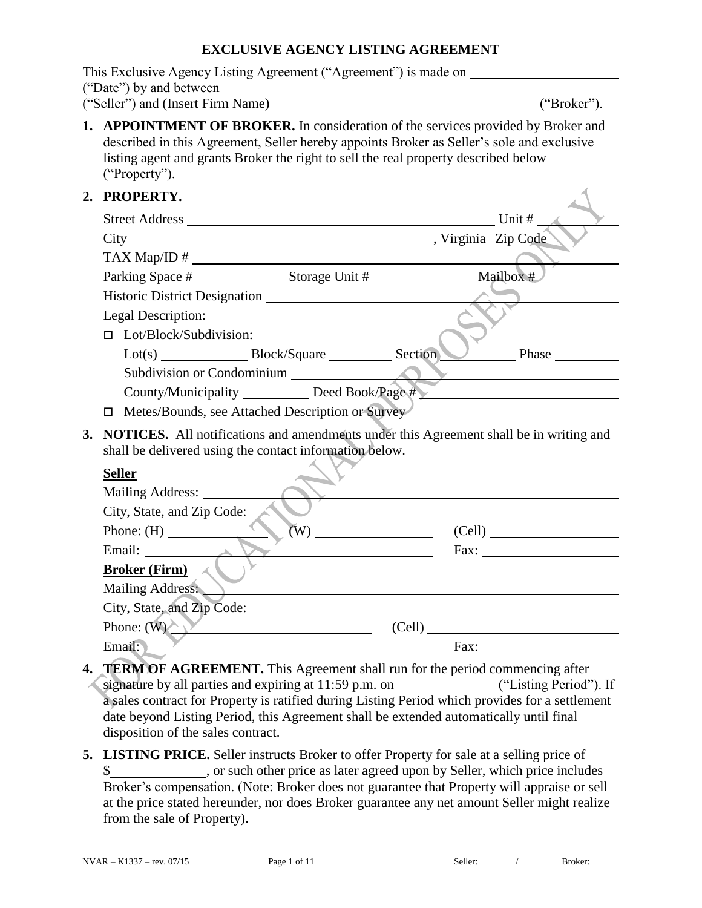# EXCLUSIVE AGENCY LISTING AGREEMENT

This Exclusive Agency Listing Agreement ("Agreement") is made on ______________________ ("Date") by and between ______________________________________________________ ("Seller") and (Insert Firm Name) ________________________________________ ("Broker").

1. **APPOINTMENT OF BROKER.** In consideration of the services provided by Broker and described in this Agreement, Seller hereby appoints Broker as Seller's sole and exclusive listing agent and grants Broker the right to sell the real property described below ("Property").

2. **PROPERTY.**

   Street Address ______________________________________________ Unit # ________

   City ______________________________________________, Virginia Zip Code ________

   TAX Map/ID # ______________________________________________

   Parking Space # ____________ Storage Unit # ______________ Mailbox # ____________

   Historic District Designation ______________________________________________

   Legal Description:

   ☐ Lot/Block/Subdivision:

   Lot(s) ____________ Block/Square __________ Section __________ Phase __________

   Subdivision or Condominium ______________________________________________

   County/Municipality __________ Deed Book/Page # ______________________________

   ☐ Metes/Bounds, see Attached Description or Survey

3. **NOTICES.** All notifications and amendments under this Agreement shall be in writing and shall be delivered using the contact information below.

   **Seller**

   Mailing Address: ______________________________________________

   City, State, and Zip Code: ______________________________________________

   Phone: (H) ______________ (W) ______________ (Cell) ______________

   Email: ______________________________________________ Fax: ______________

   **Broker (Firm)**

   Mailing Address: ______________________________________________

   City, State, and Zip Code: ______________________________________________

   Phone: (W) ______________________________ (Cell) ______________________________

   Email: ______________________________________________ Fax: ______________

4. **TERM OF AGREEMENT.** This Agreement shall run for the period commencing after signature by all parties and expiring at 11:59 p.m. on ______________ ("Listing Period"). If a sales contract for Property is ratified during Listing Period which provides for a settlement date beyond Listing Period, this Agreement shall be extended automatically until final disposition of the sales contract.

5. **LISTING PRICE.** Seller instructs Broker to offer Property for sale at a selling price of $______________, or such other price as later agreed upon by Seller, which price includes Broker's compensation. (Note: Broker does not guarantee that Property will appraise or sell at the price stated hereunder, nor does Broker guarantee any net amount Seller might realize from the sale of Property).

NVAR – K1337 – rev. 07/15 Seller: _______ / _______ Broker: _______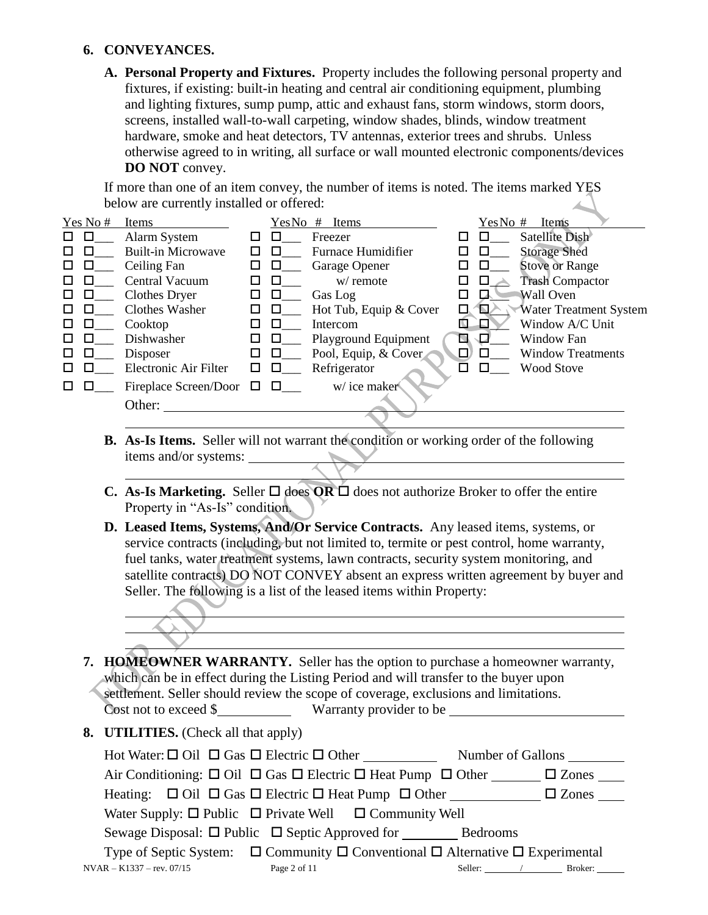## 6. CONVEYANCES.

**A. Personal Property and Fixtures.** Property includes the following personal property and fixtures, if existing: built-in heating and central air conditioning equipment, plumbing and lighting fixtures, sump pump, attic and exhaust fans, storm windows, storm doors, screens, installed wall-to-wall carpeting, window shades, blinds, window treatment hardware, smoke and heat detectors, TV antennas, exterior trees and shrubs. Unless otherwise agreed to in writing, all surface or wall mounted electronic components/devices **DO NOT** convey.

If more than one of an item convey, the number of items is noted. The items marked YES below are currently installed or offered:

| Yes | No | # | Items | Yes | No | # | Items | Yes | No | # | Items |
|---|---|---|---|---|---|---|---|---|---|---|---|
| ☐ | ☐ | ___ | Alarm System | ☐ | ☐ | ___ | Freezer | ☐ | ☐ | ___ | Satellite Dish |
| ☐ | ☐ | ___ | Built-in Microwave | ☐ | ☐ | ___ | Furnace Humidifier | ☐ | ☐ | ___ | Storage Shed |
| ☐ | ☐ | ___ | Ceiling Fan | ☐ | ☐ | ___ | Garage Opener | ☐ | ☐ | ___ | Stove or Range |
| ☐ | ☐ | ___ | Central Vacuum | ☐ | ☐ | ___ | w/ remote | ☐ | ☐ | ___ | Trash Compactor |
| ☐ | ☐ | ___ | Clothes Dryer | ☐ | ☐ | ___ | Gas Log | ☐ | ☐ | ___ | Wall Oven |
| ☐ | ☐ | ___ | Clothes Washer | ☐ | ☐ | ___ | Hot Tub, Equip & Cover | ☐ | ☐ | ___ | Water Treatment System |
| ☐ | ☐ | ___ | Cooktop | ☐ | ☐ | ___ | Intercom | ☐ | ☐ | ___ | Window A/C Unit |
| ☐ | ☐ | ___ | Dishwasher | ☐ | ☐ | ___ | Playground Equipment | ☐ | ☐ | ___ | Window Fan |
| ☐ | ☐ | ___ | Disposer | ☐ | ☐ | ___ | Pool, Equip, & Cover | ☐ | ☐ | ___ | Window Treatments |
| ☐ | ☐ | ___ | Electronic Air Filter | ☐ | ☐ | ___ | Refrigerator | ☐ | ☐ | ___ | Wood Stove |
| ☐ | ☐ | ___ | Fireplace Screen/Door | ☐ | ☐ | ___ | w/ ice maker | | | | |

Other: ______________________________________________

**B. As-Is Items.** Seller will not warrant the condition or working order of the following items and/or systems: ______________________________________________

**C. As-Is Marketing.** Seller ☐ does **OR** ☐ does not authorize Broker to offer the entire Property in "As-Is" condition.

**D. Leased Items, Systems, And/Or Service Contracts.** Any leased items, systems, or service contracts (including, but not limited to, termite or pest control, home warranty, fuel tanks, water treatment systems, lawn contracts, security system monitoring, and satellite contracts) DO NOT CONVEY absent an express written agreement by buyer and Seller. The following is a list of the leased items within Property:

______________________________________________

## 7. HOMEOWNER WARRANTY.

Seller has the option to purchase a homeowner warranty, which can be in effect during the Listing Period and will transfer to the buyer upon settlement. Seller should review the scope of coverage, exclusions and limitations.

Cost not to exceed $__________ Warranty provider to be ______________________

## 8. UTILITIES. (Check all that apply)

Hot Water: ☐ Oil ☐ Gas ☐ Electric ☐ Other __________ Number of Gallons ________

Air Conditioning: ☐ Oil ☐ Gas ☐ Electric ☐ Heat Pump ☐ Other _______ ☐ Zones ____

Heating: ☐ Oil ☐ Gas ☐ Electric ☐ Heat Pump ☐ Other ____________ ☐ Zones ____

Water Supply: ☐ Public ☐ Private Well ☐ Community Well

Sewage Disposal: ☐ Public ☐ Septic Approved for ________ Bedrooms

Type of Septic System: ☐ Community ☐ Conventional ☐ Alternative ☐ Experimental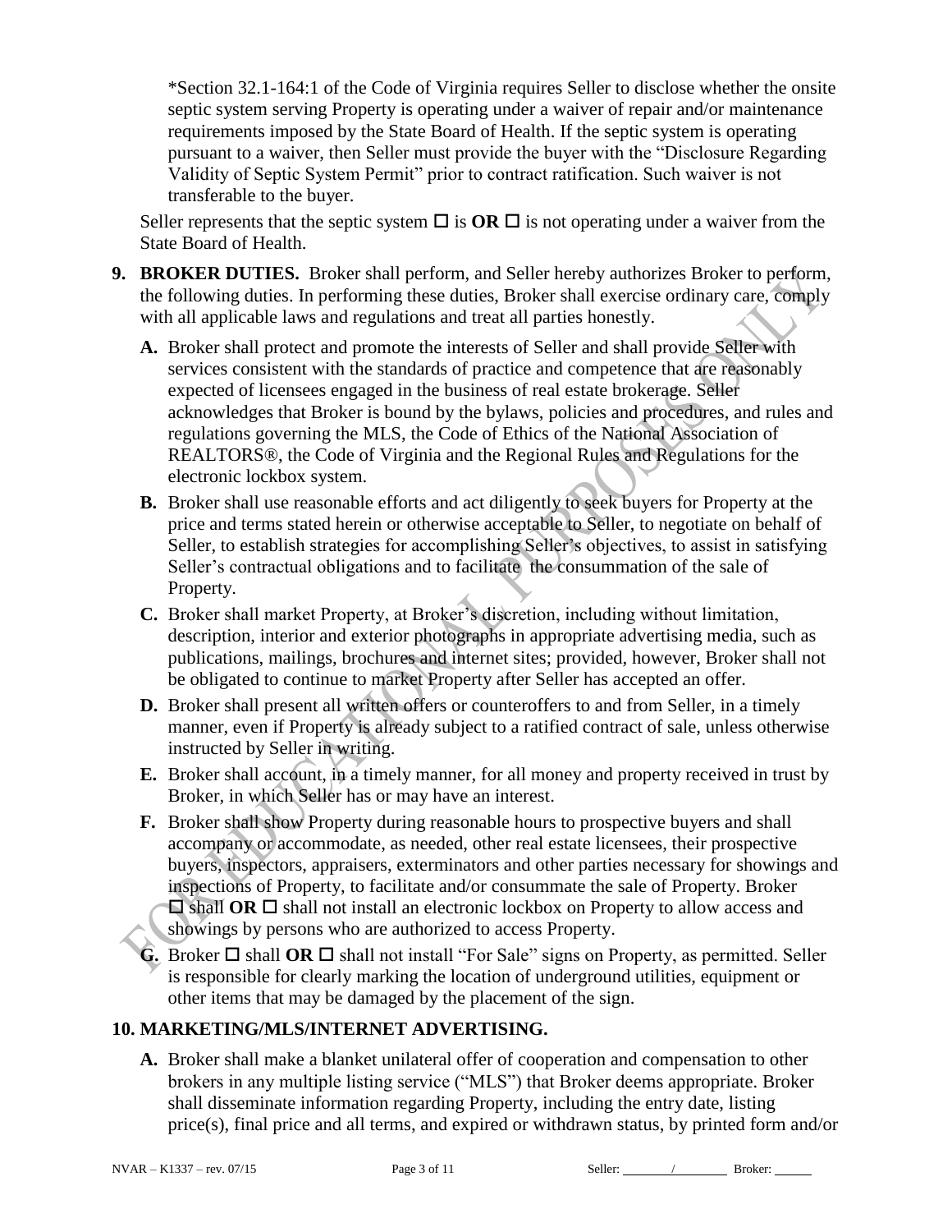*Section 32.1-164:1 of the Code of Virginia requires Seller to disclose whether the onsite septic system serving Property is operating under a waiver of repair and/or maintenance requirements imposed by the State Board of Health. If the septic system is operating pursuant to a waiver, then Seller must provide the buyer with the "Disclosure Regarding Validity of Septic System Permit" prior to contract ratification. Such waiver is not transferable to the buyer.

Seller represents that the septic system ☐ is **OR** ☐ is not operating under a waiver from the State Board of Health.

**9. BROKER DUTIES.** Broker shall perform, and Seller hereby authorizes Broker to perform, the following duties. In performing these duties, Broker shall exercise ordinary care, comply with all applicable laws and regulations and treat all parties honestly.

**A.** Broker shall protect and promote the interests of Seller and shall provide Seller with services consistent with the standards of practice and competence that are reasonably expected of licensees engaged in the business of real estate brokerage. Seller acknowledges that Broker is bound by the bylaws, policies and procedures, and rules and regulations governing the MLS, the Code of Ethics of the National Association of REALTORS®, the Code of Virginia and the Regional Rules and Regulations for the electronic lockbox system.

**B.** Broker shall use reasonable efforts and act diligently to seek buyers for Property at the price and terms stated herein or otherwise acceptable to Seller, to negotiate on behalf of Seller, to establish strategies for accomplishing Seller's objectives, to assist in satisfying Seller's contractual obligations and to facilitate the consummation of the sale of Property.

**C.** Broker shall market Property, at Broker's discretion, including without limitation, description, interior and exterior photographs in appropriate advertising media, such as publications, mailings, brochures and internet sites; provided, however, Broker shall not be obligated to continue to market Property after Seller has accepted an offer.

**D.** Broker shall present all written offers or counteroffers to and from Seller, in a timely manner, even if Property is already subject to a ratified contract of sale, unless otherwise instructed by Seller in writing.

**E.** Broker shall account, in a timely manner, for all money and property received in trust by Broker, in which Seller has or may have an interest.

**F.** Broker shall show Property during reasonable hours to prospective buyers and shall accompany or accommodate, as needed, other real estate licensees, their prospective buyers, inspectors, appraisers, exterminators and other parties necessary for showings and inspections of Property, to facilitate and/or consummate the sale of Property. Broker ☐ shall **OR** ☐ shall not install an electronic lockbox on Property to allow access and showings by persons who are authorized to access Property.

**G.** Broker ☐ shall **OR** ☐ shall not install "For Sale" signs on Property, as permitted. Seller is responsible for clearly marking the location of underground utilities, equipment or other items that may be damaged by the placement of the sign.

**10. MARKETING/MLS/INTERNET ADVERTISING.**

**A.** Broker shall make a blanket unilateral offer of cooperation and compensation to other brokers in any multiple listing service ("MLS") that Broker deems appropriate. Broker shall disseminate information regarding Property, including the entry date, listing price(s), final price and all terms, and expired or withdrawn status, by printed form and/or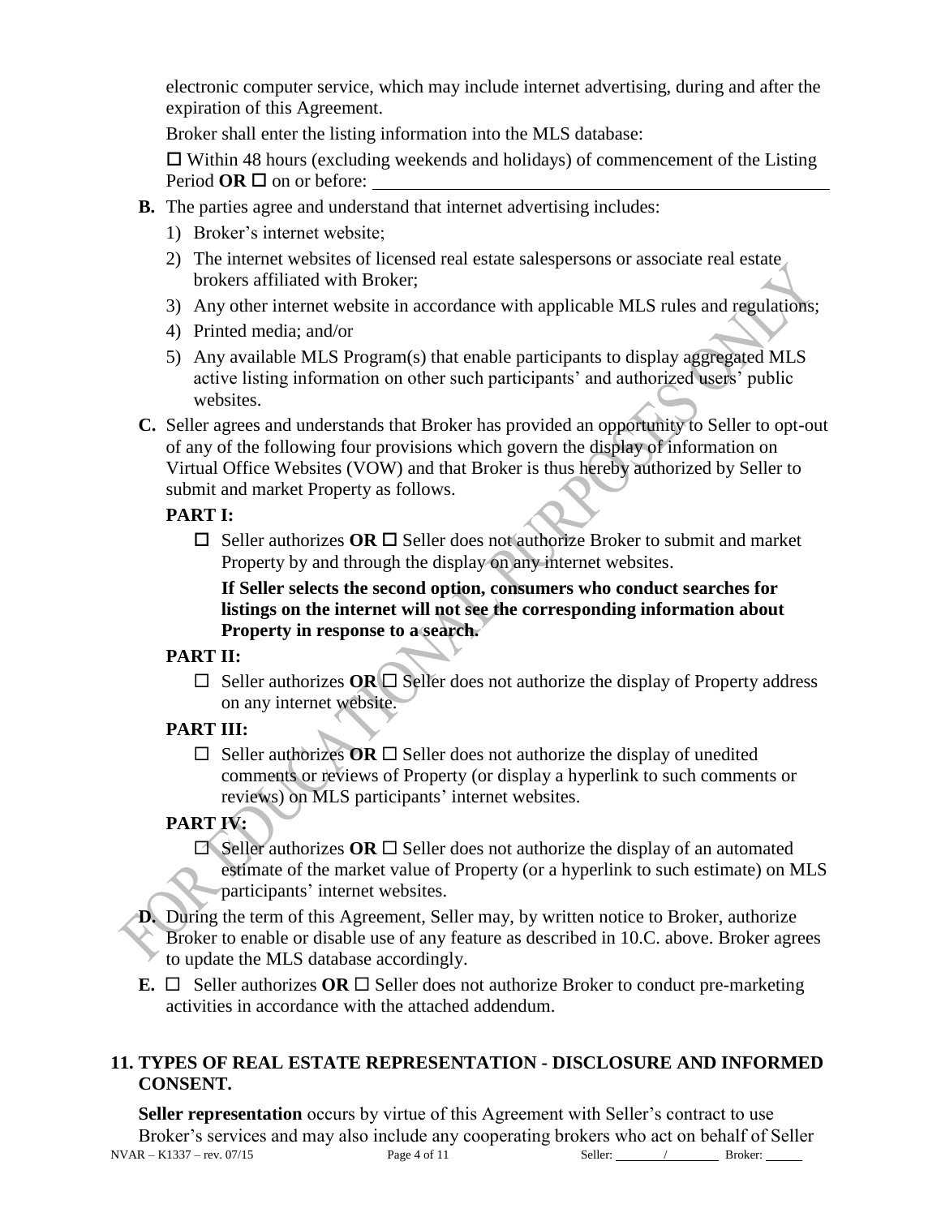electronic computer service, which may include internet advertising, during and after the expiration of this Agreement.

Broker shall enter the listing information into the MLS database:

☐ Within 48 hours (excluding weekends and holidays) of commencement of the Listing Period **OR** ☐ on or before: ______________________________

**B.** The parties agree and understand that internet advertising includes:

1) Broker's internet website;
2) The internet websites of licensed real estate salespersons or associate real estate brokers affiliated with Broker;
3) Any other internet website in accordance with applicable MLS rules and regulations;
4) Printed media; and/or
5) Any available MLS Program(s) that enable participants to display aggregated MLS active listing information on other such participants' and authorized users' public websites.

**C.** Seller agrees and understands that Broker has provided an opportunity to Seller to opt-out of any of the following four provisions which govern the display of information on Virtual Office Websites (VOW) and that Broker is thus hereby authorized by Seller to submit and market Property as follows.

**PART I:**

☐ Seller authorizes **OR** ☐ Seller does not authorize Broker to submit and market Property by and through the display on any internet websites.

**If Seller selects the second option, consumers who conduct searches for listings on the internet will not see the corresponding information about Property in response to a search.**

**PART II:**

☐ Seller authorizes **OR** ☐ Seller does not authorize the display of Property address on any internet website.

**PART III:**

☐ Seller authorizes **OR** ☐ Seller does not authorize the display of unedited comments or reviews of Property (or display a hyperlink to such comments or reviews) on MLS participants' internet websites.

**PART IV:**

☐ Seller authorizes **OR** ☐ Seller does not authorize the display of an automated estimate of the market value of Property (or a hyperlink to such estimate) on MLS participants' internet websites.

**D.** During the term of this Agreement, Seller may, by written notice to Broker, authorize Broker to enable or disable use of any feature as described in 10.C. above. Broker agrees to update the MLS database accordingly.

**E.** ☐ Seller authorizes **OR** ☐ Seller does not authorize Broker to conduct pre-marketing activities in accordance with the attached addendum.

## 11. TYPES OF REAL ESTATE REPRESENTATION - DISCLOSURE AND INFORMED CONSENT.

**Seller representation** occurs by virtue of this Agreement with Seller's contract to use Broker's services and may also include any cooperating brokers who act on behalf of Seller

NVAR – K1337 – rev. 07/15 Seller: ______/______ Broker: ______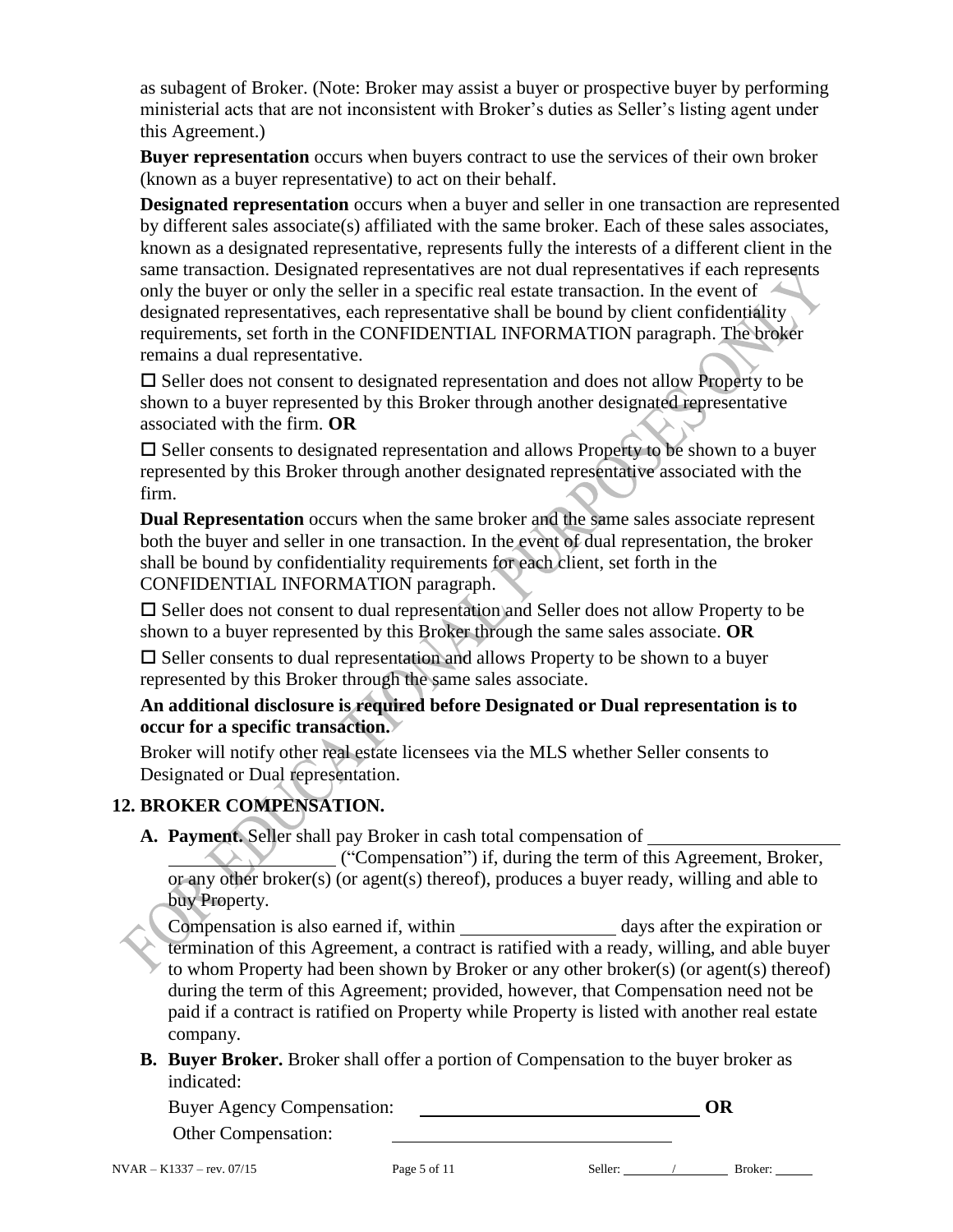as subagent of Broker. (Note: Broker may assist a buyer or prospective buyer by performing ministerial acts that are not inconsistent with Broker's duties as Seller's listing agent under this Agreement.)

**Buyer representation** occurs when buyers contract to use the services of their own broker (known as a buyer representative) to act on their behalf.

**Designated representation** occurs when a buyer and seller in one transaction are represented by different sales associate(s) affiliated with the same broker. Each of these sales associates, known as a designated representative, represents fully the interests of a different client in the same transaction. Designated representatives are not dual representatives if each represents only the buyer or only the seller in a specific real estate transaction. In the event of designated representatives, each representative shall be bound by client confidentiality requirements, set forth in the CONFIDENTIAL INFORMATION paragraph. The broker remains a dual representative.

☐ Seller does not consent to designated representation and does not allow Property to be shown to a buyer represented by this Broker through another designated representative associated with the firm. **OR**

☐ Seller consents to designated representation and allows Property to be shown to a buyer represented by this Broker through another designated representative associated with the firm.

**Dual Representation** occurs when the same broker and the same sales associate represent both the buyer and seller in one transaction. In the event of dual representation, the broker shall be bound by confidentiality requirements for each client, set forth in the CONFIDENTIAL INFORMATION paragraph.

☐ Seller does not consent to dual representation and Seller does not allow Property to be shown to a buyer represented by this Broker through the same sales associate. **OR**

☐ Seller consents to dual representation and allows Property to be shown to a buyer represented by this Broker through the same sales associate.

**An additional disclosure is required before Designated or Dual representation is to occur for a specific transaction.**

Broker will notify other real estate licensees via the MLS whether Seller consents to Designated or Dual representation.

## 12. BROKER COMPENSATION.

**A. Payment.** Seller shall pay Broker in cash total compensation of ____________________ ________________ ("Compensation") if, during the term of this Agreement, Broker, or any other broker(s) (or agent(s) thereof), produces a buyer ready, willing and able to buy Property.

Compensation is also earned if, within ________________ days after the expiration or termination of this Agreement, a contract is ratified with a ready, willing, and able buyer to whom Property had been shown by Broker or any other broker(s) (or agent(s) thereof) during the term of this Agreement; provided, however, that Compensation need not be paid if a contract is ratified on Property while Property is listed with another real estate company.

**B. Buyer Broker.** Broker shall offer a portion of Compensation to the buyer broker as indicated:

Buyer Agency Compensation: ______________________________ **OR**

Other Compensation: ______________________________

NVAR – K1337 – rev. 07/15 Seller: _______ / _______ Broker: _____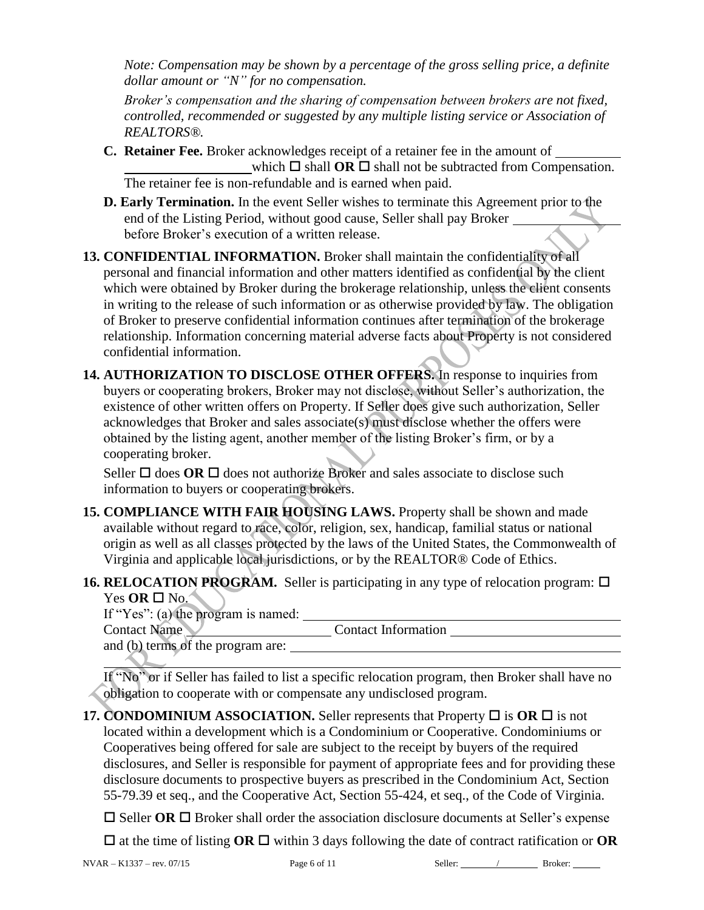*Note: Compensation may be shown by a percentage of the gross selling price, a definite dollar amount or "N" for no compensation.*

*Broker's compensation and the sharing of compensation between brokers are not fixed, controlled, recommended or suggested by any multiple listing service or Association of REALTORS®.*

**C. Retainer Fee.** Broker acknowledges receipt of a retainer fee in the amount of ______________________________ which ☐ shall **OR** ☐ shall not be subtracted from Compensation. The retainer fee is non-refundable and is earned when paid.

**D. Early Termination.** In the event Seller wishes to terminate this Agreement prior to the end of the Listing Period, without good cause, Seller shall pay Broker ______________ before Broker's execution of a written release.

**13. CONFIDENTIAL INFORMATION.** Broker shall maintain the confidentiality of all personal and financial information and other matters identified as confidential by the client which were obtained by Broker during the brokerage relationship, unless the client consents in writing to the release of such information or as otherwise provided by law. The obligation of Broker to preserve confidential information continues after termination of the brokerage relationship. Information concerning material adverse facts about Property is not considered confidential information.

**14. AUTHORIZATION TO DISCLOSE OTHER OFFERS.** In response to inquiries from buyers or cooperating brokers, Broker may not disclose, without Seller's authorization, the existence of other written offers on Property. If Seller does give such authorization, Seller acknowledges that Broker and sales associate(s) must disclose whether the offers were obtained by the listing agent, another member of the listing Broker's firm, or by a cooperating broker.

Seller ☐ does **OR** ☐ does not authorize Broker and sales associate to disclose such information to buyers or cooperating brokers.

**15. COMPLIANCE WITH FAIR HOUSING LAWS.** Property shall be shown and made available without regard to race, color, religion, sex, handicap, familial status or national origin as well as all classes protected by the laws of the United States, the Commonwealth of Virginia and applicable local jurisdictions, or by the REALTOR® Code of Ethics.

**16. RELOCATION PROGRAM.** Seller is participating in any type of relocation program: ☐ Yes **OR** ☐ No.

If "Yes": (a) the program is named: ______________________________________________

Contact Name ____________________ Contact Information ________________________

and (b) terms of the program are: ______________________________________________

_____________________________________________________________________________

If "No" or if Seller has failed to list a specific relocation program, then Broker shall have no obligation to cooperate with or compensate any undisclosed program.

**17. CONDOMINIUM ASSOCIATION.** Seller represents that Property ☐ is **OR** ☐ is not located within a development which is a Condominium or Cooperative. Condominiums or Cooperatives being offered for sale are subject to the receipt by buyers of the required disclosures, and Seller is responsible for payment of appropriate fees and for providing these disclosure documents to prospective buyers as prescribed in the Condominium Act, Section 55-79.39 et seq., and the Cooperative Act, Section 55-424, et seq., of the Code of Virginia.

☐ Seller **OR** ☐ Broker shall order the association disclosure documents at Seller's expense

☐ at the time of listing **OR** ☐ within 3 days following the date of contract ratification or **OR**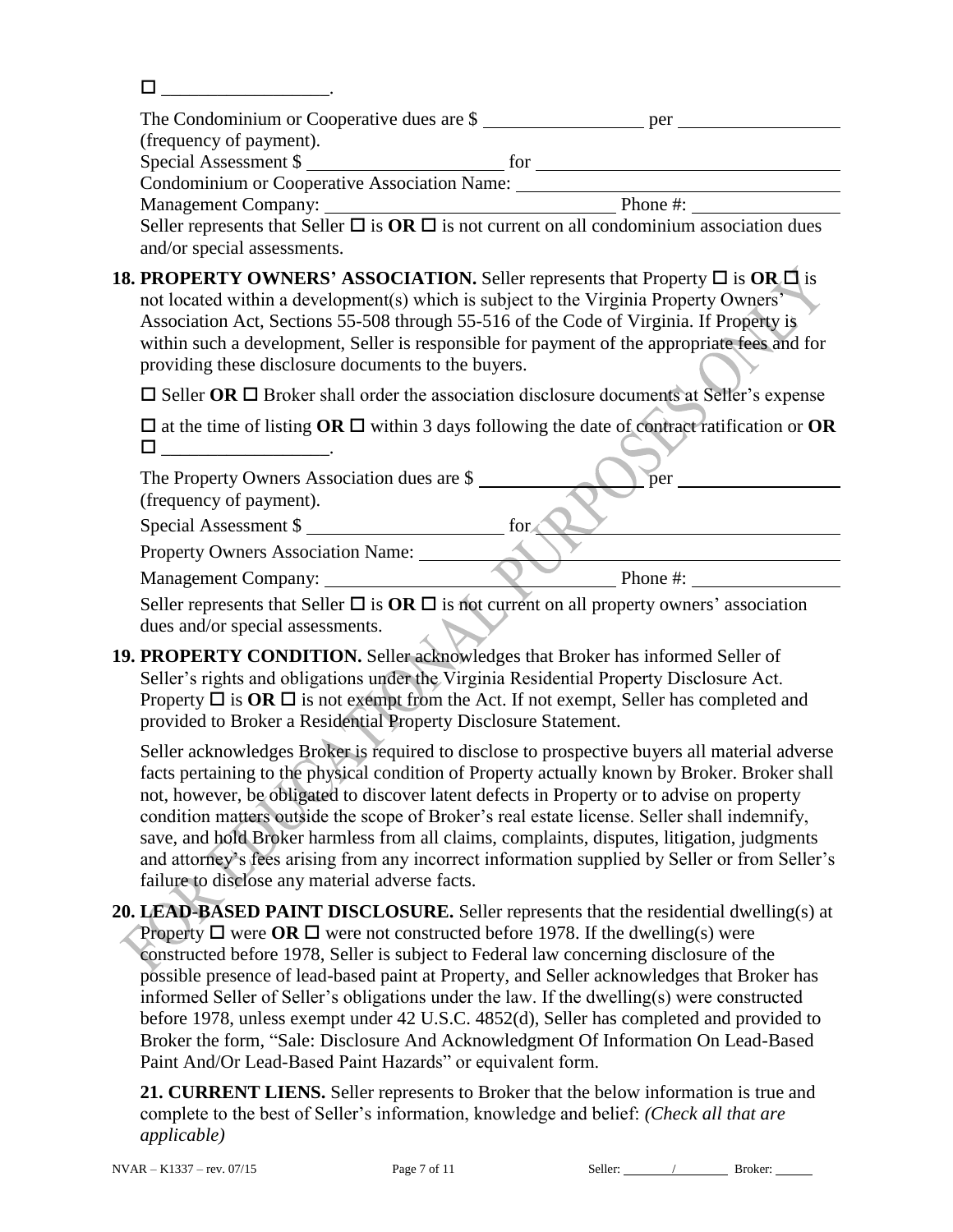☐ __________________.

The Condominium or Cooperative dues are $ _________________ per _________________ (frequency of payment).

Special Assessment $ _____________________ for _________________________________

Condominium or Cooperative Association Name: _______________________________

Management Company: _______________________________ Phone #: _______________

Seller represents that Seller ☐ is **OR** ☐ is not current on all condominium association dues and/or special assessments.

**18. PROPERTY OWNERS' ASSOCIATION.** Seller represents that Property ☐ is **OR** ☐ is not located within a development(s) which is subject to the Virginia Property Owners' Association Act, Sections 55-508 through 55-516 of the Code of Virginia. If Property is within such a development, Seller is responsible for payment of the appropriate fees and for providing these disclosure documents to the buyers.

☐ Seller **OR** ☐ Broker shall order the association disclosure documents at Seller's expense

☐ at the time of listing **OR** ☐ within 3 days following the date of contract ratification or **OR** ☐ __________________.

The Property Owners Association dues are $ _________________ per _________________ (frequency of payment).

Special Assessment $ _____________________ for _________________________________

Property Owners Association Name: _______________________________

Management Company: _______________________________ Phone #: _______________

Seller represents that Seller ☐ is **OR** ☐ is not current on all property owners' association dues and/or special assessments.

**19. PROPERTY CONDITION.** Seller acknowledges that Broker has informed Seller of Seller's rights and obligations under the Virginia Residential Property Disclosure Act. Property ☐ is **OR** ☐ is not exempt from the Act. If not exempt, Seller has completed and provided to Broker a Residential Property Disclosure Statement.

Seller acknowledges Broker is required to disclose to prospective buyers all material adverse facts pertaining to the physical condition of Property actually known by Broker. Broker shall not, however, be obligated to discover latent defects in Property or to advise on property condition matters outside the scope of Broker's real estate license. Seller shall indemnify, save, and hold Broker harmless from all claims, complaints, disputes, litigation, judgments and attorney's fees arising from any incorrect information supplied by Seller or from Seller's failure to disclose any material adverse facts.

**20. LEAD-BASED PAINT DISCLOSURE.** Seller represents that the residential dwelling(s) at Property ☐ were **OR** ☐ were not constructed before 1978. If the dwelling(s) were constructed before 1978, Seller is subject to Federal law concerning disclosure of the possible presence of lead-based paint at Property, and Seller acknowledges that Broker has informed Seller of Seller's obligations under the law. If the dwelling(s) were constructed before 1978, unless exempt under 42 U.S.C. 4852(d), Seller has completed and provided to Broker the form, "Sale: Disclosure And Acknowledgment Of Information On Lead-Based Paint And/Or Lead-Based Paint Hazards" or equivalent form.

**21. CURRENT LIENS.** Seller represents to Broker that the below information is true and complete to the best of Seller's information, knowledge and belief: *(Check all that are applicable)*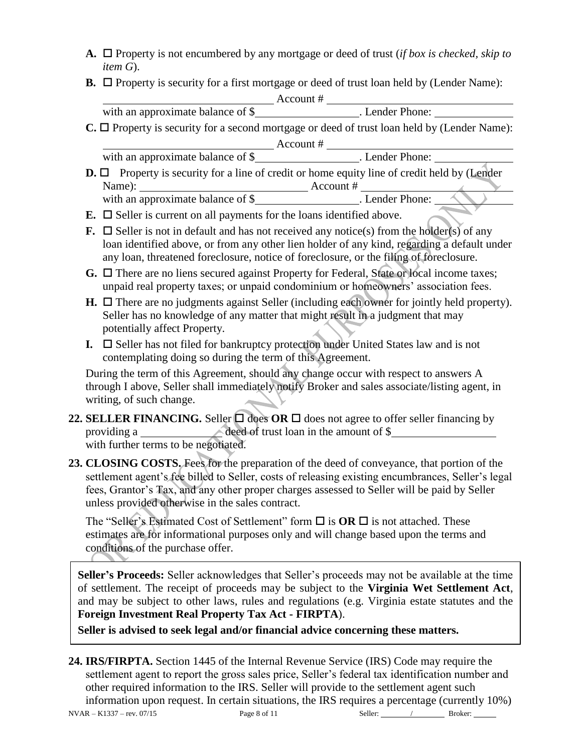**A.** ☐ Property is not encumbered by any mortgage or deed of trust (*if box is checked, skip to item G*).

**B.** ☐ Property is security for a first mortgage or deed of trust loan held by (Lender Name): ______________________ Account # ______________________ with an approximate balance of $______________. Lender Phone: ____________

**C.** ☐ Property is security for a second mortgage or deed of trust loan held by (Lender Name): ______________________ Account # ______________________ with an approximate balance of $______________. Lender Phone: ____________

**D.** ☐ Property is security for a line of credit or home equity line of credit held by (Lender Name): ______________________ Account # ______________________ with an approximate balance of $______________. Lender Phone: ____________

**E.** ☐ Seller is current on all payments for the loans identified above.

**F.** ☐ Seller is not in default and has not received any notice(s) from the holder(s) of any loan identified above, or from any other lien holder of any kind, regarding a default under any loan, threatened foreclosure, notice of foreclosure, or the filing of foreclosure.

**G.** ☐ There are no liens secured against Property for Federal, State or local income taxes; unpaid real property taxes; or unpaid condominium or homeowners' association fees.

**H.** ☐ There are no judgments against Seller (including each owner for jointly held property). Seller has no knowledge of any matter that might result in a judgment that may potentially affect Property.

**I.** ☐ Seller has not filed for bankruptcy protection under United States law and is not contemplating doing so during the term of this Agreement.

During the term of this Agreement, should any change occur with respect to answers A through I above, Seller shall immediately notify Broker and sales associate/listing agent, in writing, of such change.

**22. SELLER FINANCING.** Seller ☐ does **OR** ☐ does not agree to offer seller financing by providing a ____________ deed of trust loan in the amount of $______________ with further terms to be negotiated.

**23. CLOSING COSTS.** Fees for the preparation of the deed of conveyance, that portion of the settlement agent's fee billed to Seller, costs of releasing existing encumbrances, Seller's legal fees, Grantor's Tax, and any other proper charges assessed to Seller will be paid by Seller unless provided otherwise in the sales contract.

The "Seller's Estimated Cost of Settlement" form ☐ is **OR** ☐ is not attached. These estimates are for informational purposes only and will change based upon the terms and conditions of the purchase offer.

**Seller's Proceeds:** Seller acknowledges that Seller's proceeds may not be available at the time of settlement. The receipt of proceeds may be subject to the **Virginia Wet Settlement Act**, and may be subject to other laws, rules and regulations (e.g. Virginia estate statutes and the **Foreign Investment Real Property Tax Act - FIRPTA**).

**Seller is advised to seek legal and/or financial advice concerning these matters.**

**24. IRS/FIRPTA.** Section 1445 of the Internal Revenue Service (IRS) Code may require the settlement agent to report the gross sales price, Seller's federal tax identification number and other required information to the IRS. Seller will provide to the settlement agent such information upon request. In certain situations, the IRS requires a percentage (currently 10%)

NVAR – K1337 – rev. 07/15 Seller: ______ / ______ Broker: ______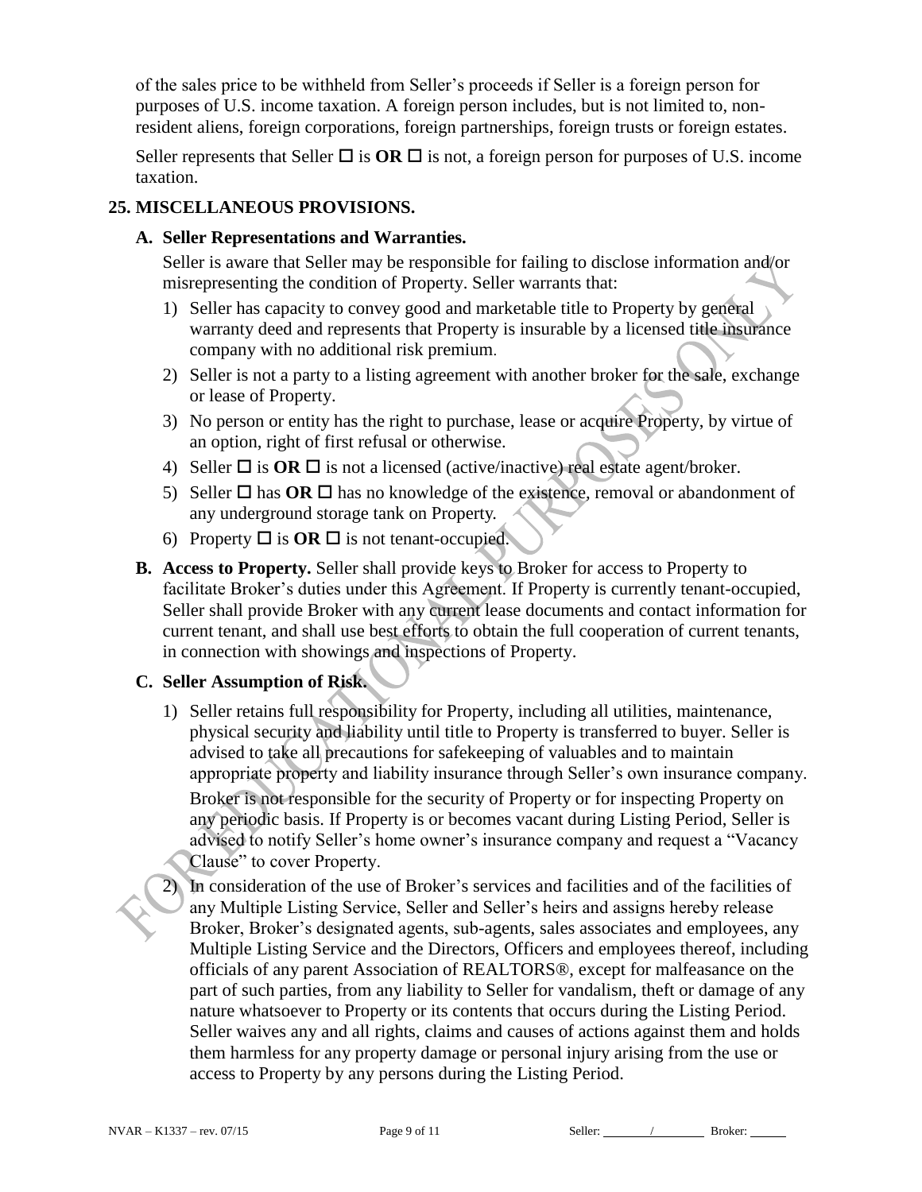of the sales price to be withheld from Seller's proceeds if Seller is a foreign person for purposes of U.S. income taxation. A foreign person includes, but is not limited to, non-resident aliens, foreign corporations, foreign partnerships, foreign trusts or foreign estates.

Seller represents that Seller ☐ is **OR** ☐ is not, a foreign person for purposes of U.S. income taxation.

## 25. MISCELLANEOUS PROVISIONS.

### A. Seller Representations and Warranties.

Seller is aware that Seller may be responsible for failing to disclose information and/or misrepresenting the condition of Property. Seller warrants that:

1) Seller has capacity to convey good and marketable title to Property by general warranty deed and represents that Property is insurable by a licensed title insurance company with no additional risk premium.
2) Seller is not a party to a listing agreement with another broker for the sale, exchange or lease of Property.
3) No person or entity has the right to purchase, lease or acquire Property, by virtue of an option, right of first refusal or otherwise.
4) Seller ☐ is **OR** ☐ is not a licensed (active/inactive) real estate agent/broker.
5) Seller ☐ has **OR** ☐ has no knowledge of the existence, removal or abandonment of any underground storage tank on Property.
6) Property ☐ is **OR** ☐ is not tenant-occupied.

**B. Access to Property.** Seller shall provide keys to Broker for access to Property to facilitate Broker's duties under this Agreement. If Property is currently tenant-occupied, Seller shall provide Broker with any current lease documents and contact information for current tenant, and shall use best efforts to obtain the full cooperation of current tenants, in connection with showings and inspections of Property.

### C. Seller Assumption of Risk.

1) Seller retains full responsibility for Property, including all utilities, maintenance, physical security and liability until title to Property is transferred to buyer. Seller is advised to take all precautions for safekeeping of valuables and to maintain appropriate property and liability insurance through Seller's own insurance company.

   Broker is not responsible for the security of Property or for inspecting Property on any periodic basis. If Property is or becomes vacant during Listing Period, Seller is advised to notify Seller's home owner's insurance company and request a "Vacancy Clause" to cover Property.

2) In consideration of the use of Broker's services and facilities and of the facilities of any Multiple Listing Service, Seller and Seller's heirs and assigns hereby release Broker, Broker's designated agents, sub-agents, sales associates and employees, any Multiple Listing Service and the Directors, Officers and employees thereof, including officials of any parent Association of REALTORS®, except for malfeasance on the part of such parties, from any liability to Seller for vandalism, theft or damage of any nature whatsoever to Property or its contents that occurs during the Listing Period. Seller waives any and all rights, claims and causes of actions against them and holds them harmless for any property damage or personal injury arising from the use or access to Property by any persons during the Listing Period.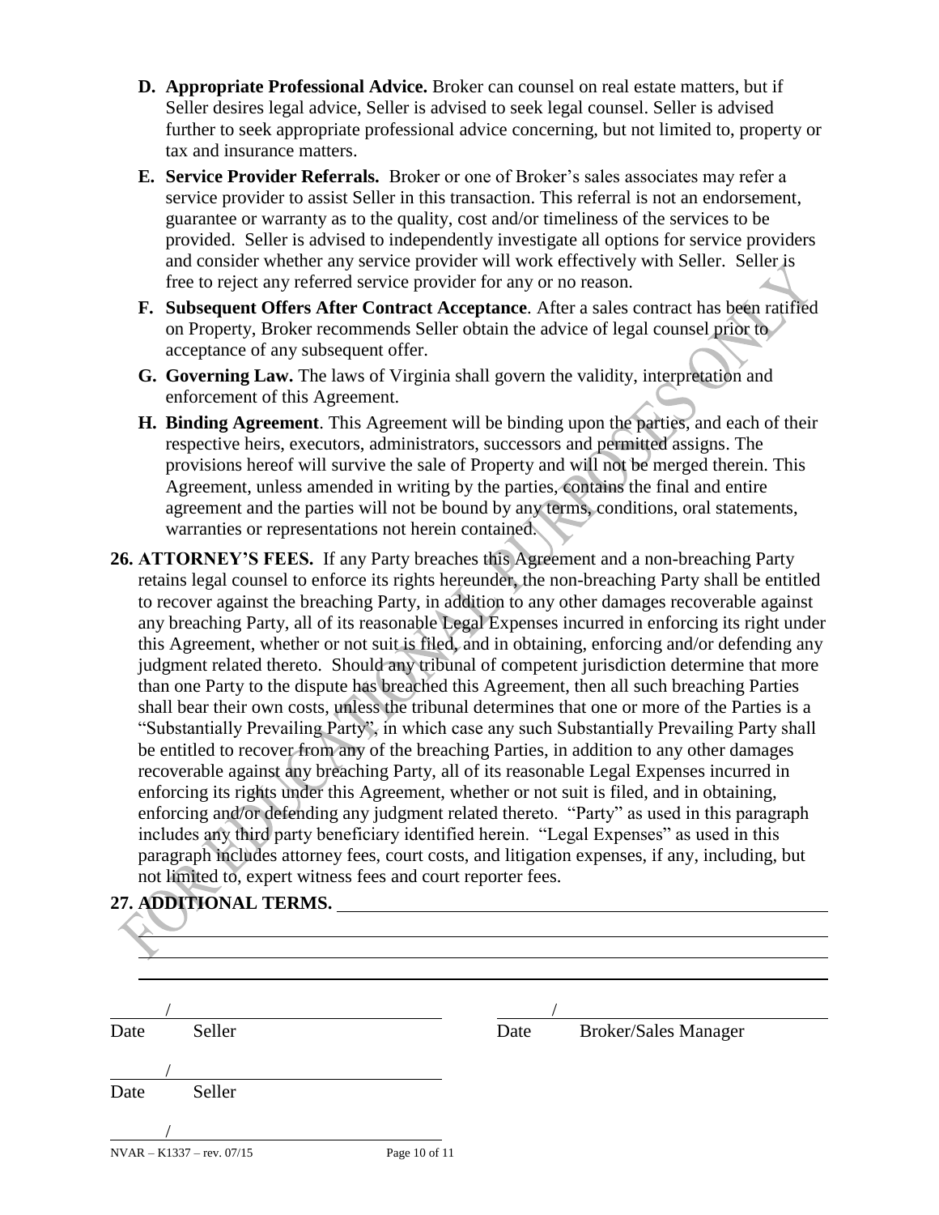**D. Appropriate Professional Advice.** Broker can counsel on real estate matters, but if Seller desires legal advice, Seller is advised to seek legal counsel. Seller is advised further to seek appropriate professional advice concerning, but not limited to, property or tax and insurance matters.

**E. Service Provider Referrals.** Broker or one of Broker's sales associates may refer a service provider to assist Seller in this transaction. This referral is not an endorsement, guarantee or warranty as to the quality, cost and/or timeliness of the services to be provided. Seller is advised to independently investigate all options for service providers and consider whether any service provider will work effectively with Seller. Seller is free to reject any referred service provider for any or no reason.

**F. Subsequent Offers After Contract Acceptance**. After a sales contract has been ratified on Property, Broker recommends Seller obtain the advice of legal counsel prior to acceptance of any subsequent offer.

**G. Governing Law.** The laws of Virginia shall govern the validity, interpretation and enforcement of this Agreement.

**H. Binding Agreement**. This Agreement will be binding upon the parties, and each of their respective heirs, executors, administrators, successors and permitted assigns. The provisions hereof will survive the sale of Property and will not be merged therein. This Agreement, unless amended in writing by the parties, contains the final and entire agreement and the parties will not be bound by any terms, conditions, oral statements, warranties or representations not herein contained.

**26. ATTORNEY'S FEES.** If any Party breaches this Agreement and a non-breaching Party retains legal counsel to enforce its rights hereunder, the non-breaching Party shall be entitled to recover against the breaching Party, in addition to any other damages recoverable against any breaching Party, all of its reasonable Legal Expenses incurred in enforcing its right under this Agreement, whether or not suit is filed, and in obtaining, enforcing and/or defending any judgment related thereto. Should any tribunal of competent jurisdiction determine that more than one Party to the dispute has breached this Agreement, then all such breaching Parties shall bear their own costs, unless the tribunal determines that one or more of the Parties is a "Substantially Prevailing Party", in which case any such Substantially Prevailing Party shall be entitled to recover from any of the breaching Parties, in addition to any other damages recoverable against any breaching Party, all of its reasonable Legal Expenses incurred in enforcing its rights under this Agreement, whether or not suit is filed, and in obtaining, enforcing and/or defending any judgment related thereto. "Party" as used in this paragraph includes any third party beneficiary identified herein. "Legal Expenses" as used in this paragraph includes attorney fees, court costs, and litigation expenses, if any, including, but not limited to, expert witness fees and court reporter fees.

**27. ADDITIONAL TERMS.** ______________________________________________

______________________________________________

______________________________________________

______________________________________________

| | | | |
|---|---|---|---|
| ______ / ______________________ | | ______ / ______________________ | |
| Date | Seller | Date | Broker/Sales Manager |
| ______ / ______________________ | | | |
| Date | Seller | | |
| ______ / ______________________ | | | |

NVAR – K1337 – rev. 07/15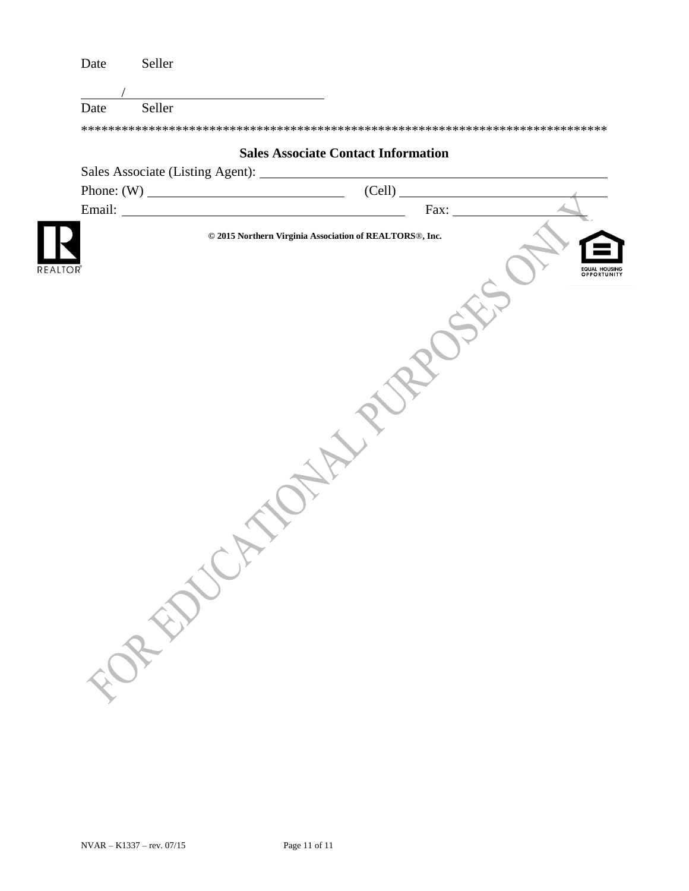Date Seller

______/______________________________

Date Seller

********************************************************************************

**Sales Associate Contact Information**

Sales Associate (Listing Agent): ______________________________________________

Phone: (W) ______________________________ (Cell) ______________________________

Email: __________________________________________ Fax: ____________________

**© 2015 Northern Virginia Association of REALTORS®, Inc.**

FOR EDUCATIONAL PURPOSES ONLY

NVAR – K1337 – rev. 07/15